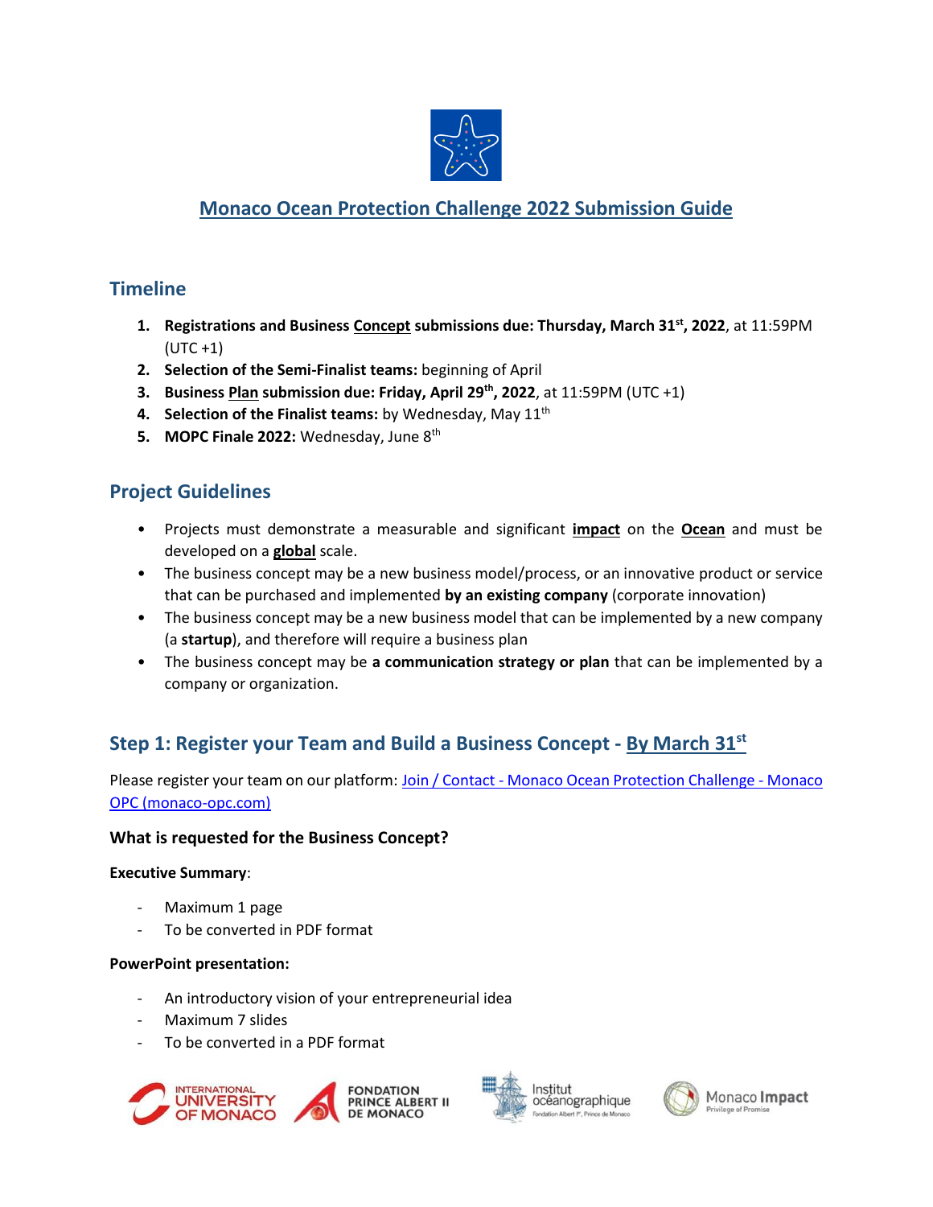# Monaco Ocean Protection Challenge 2022 Submission Guide

## Timeline

1. **Registrations and Business Concept submissions due: Thursday, March 31st, 2022**, at 11:59PM (UTC +1)
2. **Selection of the Semi-Finalist teams:** beginning of April
3. **Business Plan submission due: Friday, April 29th, 2022**, at 11:59PM (UTC +1)
4. **Selection of the Finalist teams:** by Wednesday, May 11th
5. **MOPC Finale 2022:** Wednesday, June 8th

## Project Guidelines

- Projects must demonstrate a measurable and significant **impact** on the **Ocean** and must be developed on a **global** scale.
- The business concept may be a new business model/process, or an innovative product or service that can be purchased and implemented **by an existing company** (corporate innovation)
- The business concept may be a new business model that can be implemented by a new company (a **startup**), and therefore will require a business plan
- The business concept may be **a communication strategy or plan** that can be implemented by a company or organization.

## Step 1: Register your Team and Build a Business Concept - By March 31st

Please register your team on our platform: [Join / Contact - Monaco Ocean Protection Challenge - Monaco OPC (monaco-opc.com)](monaco-opc.com)

### What is requested for the Business Concept?

**Executive Summary**:

- Maximum 1 page
- To be converted in PDF format

**PowerPoint presentation:**

- An introductory vision of your entrepreneurial idea
- Maximum 7 slides
- To be converted in a PDF format

INTERNATIONAL UNIVERSITY OF MONACO | FONDATION PRINCE ALBERT II DE MONACO | Institut océanographique Fondation Albert Ier, Prince de Monaco | Monaco Impact Privilege of Promise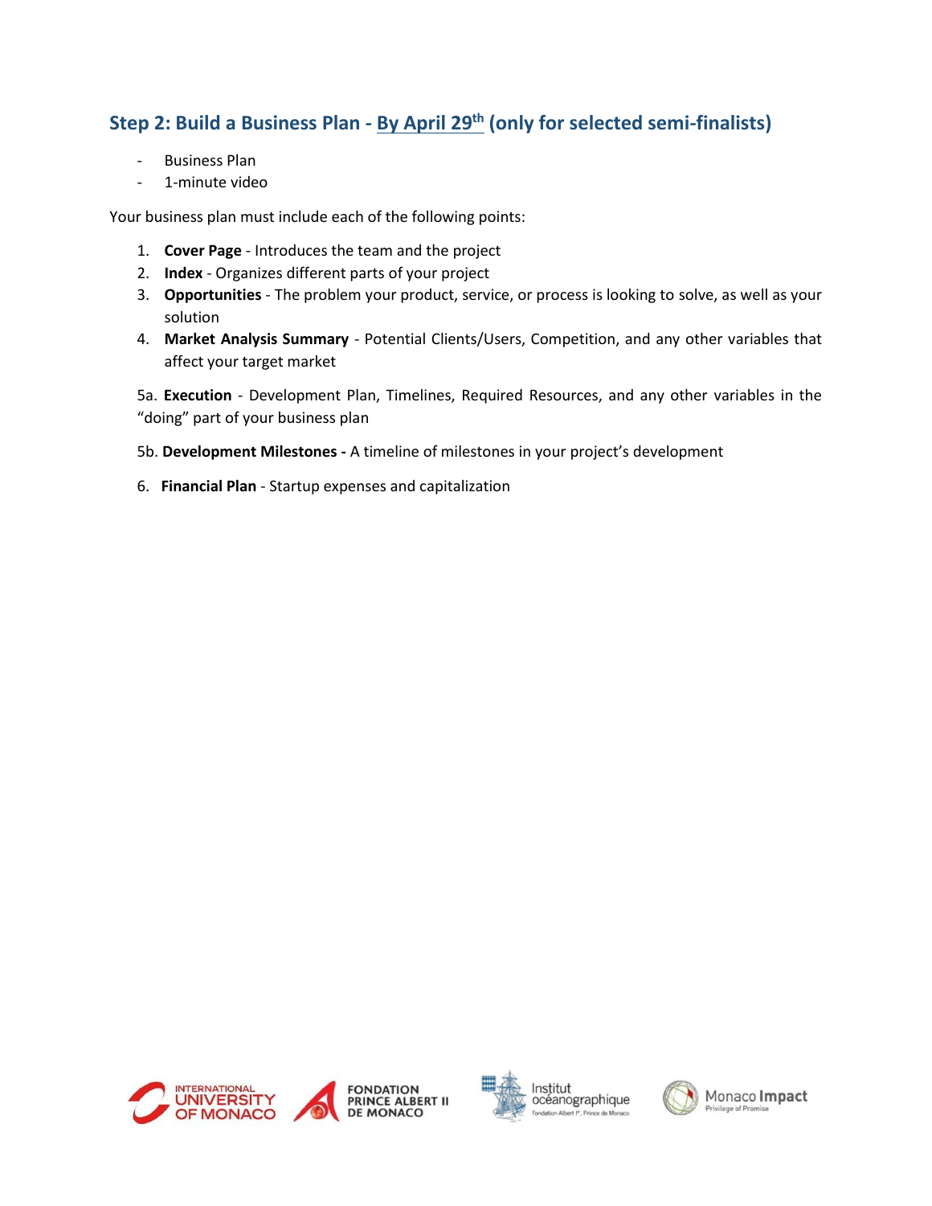## Step 2: Build a Business Plan - By April 29th (only for selected semi-finalists)

- Business Plan
- 1-minute video

Your business plan must include each of the following points:

1. **Cover Page** - Introduces the team and the project
2. **Index** - Organizes different parts of your project
3. **Opportunities** - The problem your product, service, or process is looking to solve, as well as your solution
4. **Market Analysis Summary** - Potential Clients/Users, Competition, and any other variables that affect your target market

5a. **Execution** - Development Plan, Timelines, Required Resources, and any other variables in the "doing" part of your business plan

5b. **Development Milestones -** A timeline of milestones in your project's development

6. **Financial Plan** - Startup expenses and capitalization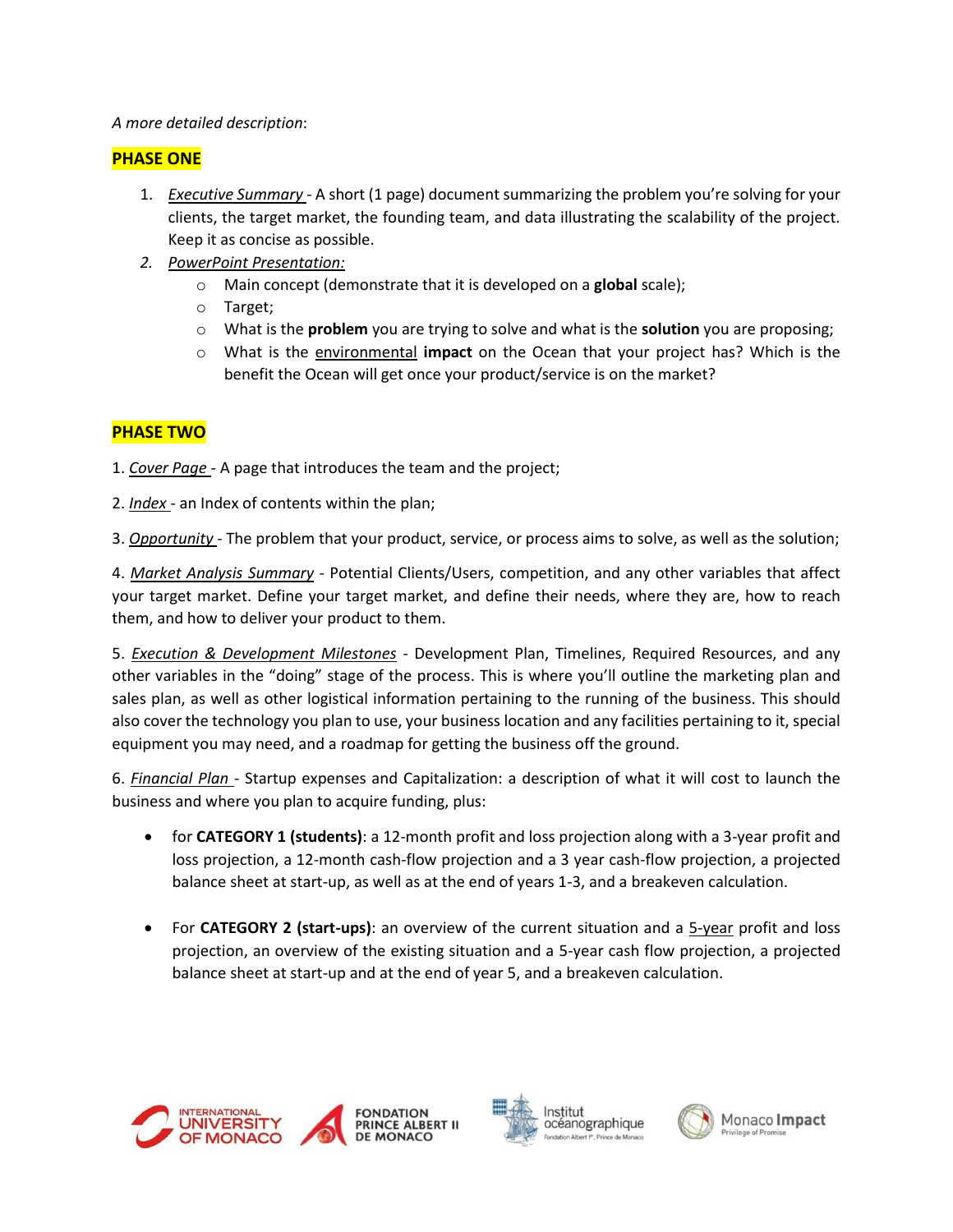*A more detailed description*:

**PHASE ONE**

1. *Executive Summary* - A short (1 page) document summarizing the problem you're solving for your clients, the target market, the founding team, and data illustrating the scalability of the project. Keep it as concise as possible.
2. *PowerPoint Presentation:*
   - Main concept (demonstrate that it is developed on a **global** scale);
   - Target;
   - What is the **problem** you are trying to solve and what is the **solution** you are proposing;
   - What is the environmental **impact** on the Ocean that your project has? Which is the benefit the Ocean will get once your product/service is on the market?

**PHASE TWO**

1. *Cover Page* - A page that introduces the team and the project;

2. *Index* - an Index of contents within the plan;

3. *Opportunity* - The problem that your product, service, or process aims to solve, as well as the solution;

4. *Market Analysis Summary* - Potential Clients/Users, competition, and any other variables that affect your target market. Define your target market, and define their needs, where they are, how to reach them, and how to deliver your product to them.

5. *Execution & Development Milestones* - Development Plan, Timelines, Required Resources, and any other variables in the "doing" stage of the process. This is where you'll outline the marketing plan and sales plan, as well as other logistical information pertaining to the running of the business. This should also cover the technology you plan to use, your business location and any facilities pertaining to it, special equipment you may need, and a roadmap for getting the business off the ground.

6. *Financial Plan* - Startup expenses and Capitalization: a description of what it will cost to launch the business and where you plan to acquire funding, plus:

- for **CATEGORY 1 (students)**: a 12-month profit and loss projection along with a 3-year profit and loss projection, a 12-month cash-flow projection and a 3 year cash-flow projection, a projected balance sheet at start-up, as well as at the end of years 1-3, and a breakeven calculation.

- For **CATEGORY 2 (start-ups)**: an overview of the current situation and a 5-year profit and loss projection, an overview of the existing situation and a 5-year cash flow projection, a projected balance sheet at start-up and at the end of year 5, and a breakeven calculation.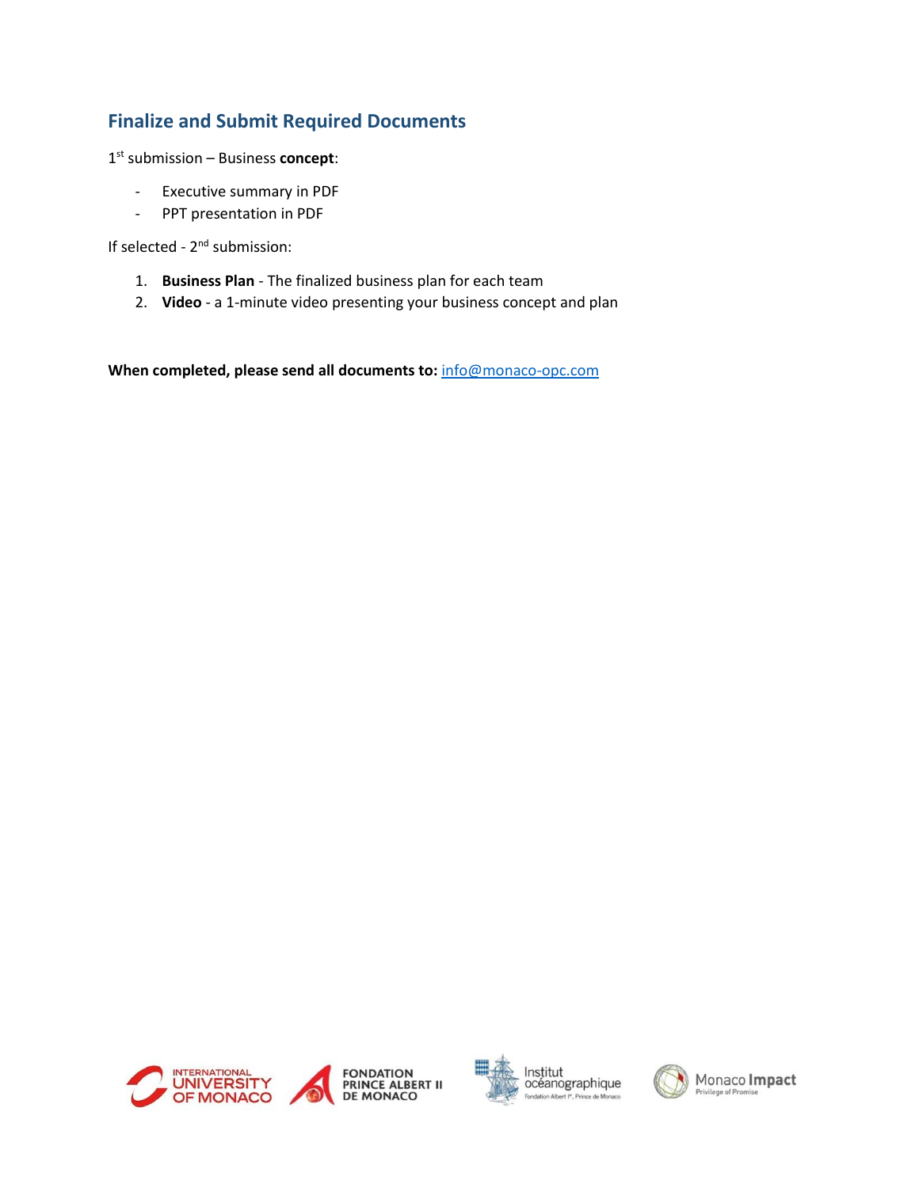## Finalize and Submit Required Documents

1st submission – Business **concept**:

- Executive summary in PDF
- PPT presentation in PDF

If selected - 2nd submission:

1. **Business Plan** - The finalized business plan for each team
2. **Video** - a 1-minute video presenting your business concept and plan

**When completed, please send all documents to:** info@monaco-opc.com

INTERNATIONAL UNIVERSITY OF MONACO

FONDATION PRINCE ALBERT II DE MONACO

Institut océanographique Fondation Albert Ier, Prince de Monaco

Monaco Impact Privilege of Promise